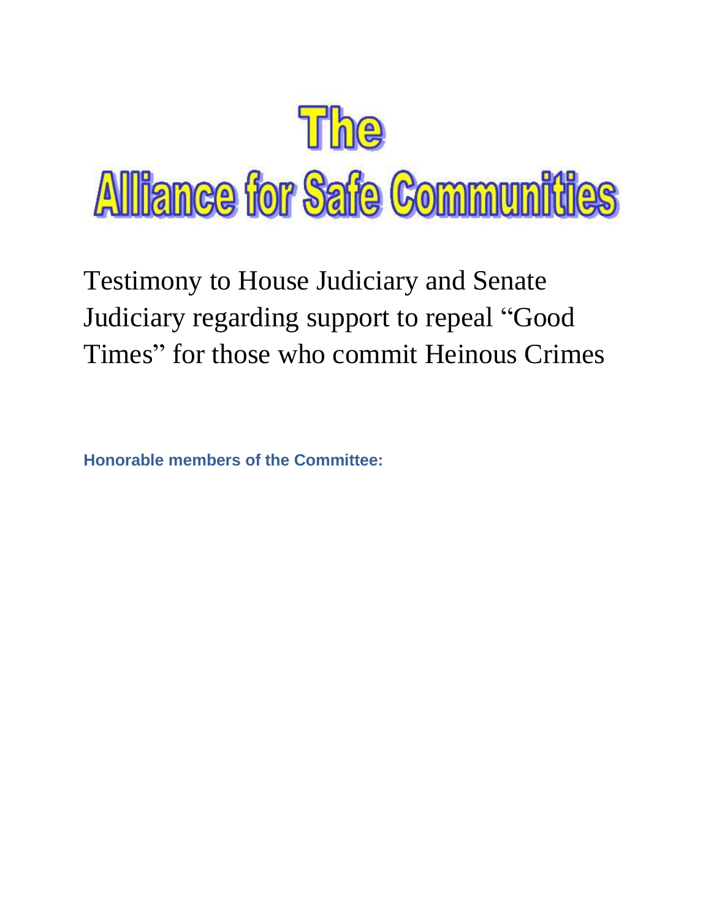# The Alliance for Safe Communities

Testimony to House Judiciary and Senate Judiciary regarding support to repeal "Good Times" for those who commit Heinous Crimes

**Honorable members of the Committee:**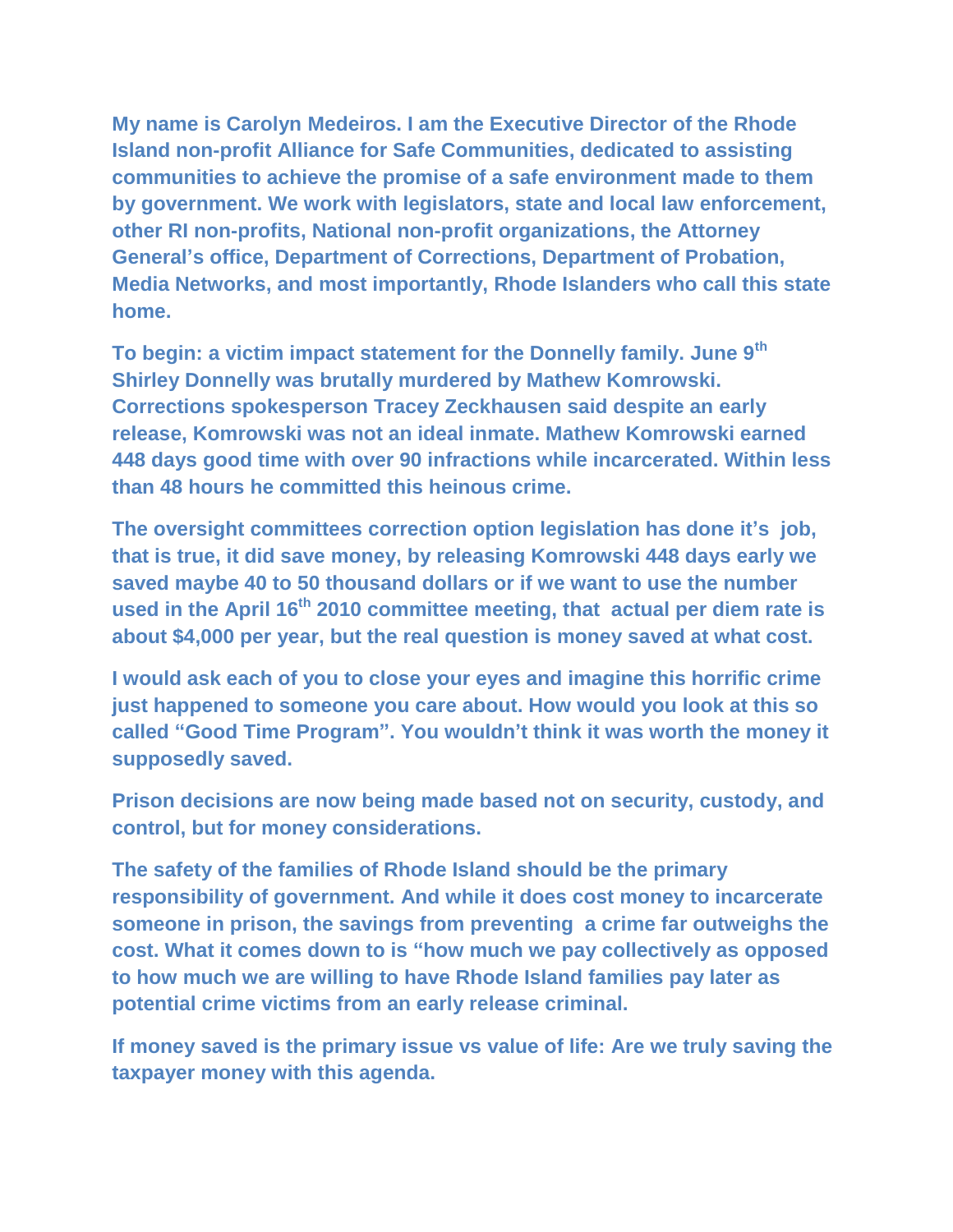**My name is Carolyn Medeiros. I am the Executive Director of the Rhode Island non-profit Alliance for Safe Communities, dedicated to assisting communities to achieve the promise of a safe environment made to them by government. We work with legislators, state and local law enforcement, other RI non-profits, National non-profit organizations, the Attorney General's office, Department of Corrections, Department of Probation, Media Networks, and most importantly, Rhode Islanders who call this state home.**

**To begin: a victim impact statement for the Donnelly family. June 9th Shirley Donnelly was brutally murdered by Mathew Komrowski. Corrections spokesperson Tracey Zeckhausen said despite an early release, Komrowski was not an ideal inmate. Mathew Komrowski earned 448 days good time with over 90 infractions while incarcerated. Within less than 48 hours he committed this heinous crime.**

**The oversight committees correction option legislation has done it's job, that is true, it did save money, by releasing Komrowski 448 days early we saved maybe 40 to 50 thousand dollars or if we want to use the number used in the April 16th 2010 committee meeting, that actual per diem rate is about $4,000 per year, but the real question is money saved at what cost.**

**I would ask each of you to close your eyes and imagine this horrific crime just happened to someone you care about. How would you look at this so called "Good Time Program". You wouldn't think it was worth the money it supposedly saved.**

**Prison decisions are now being made based not on security, custody, and control, but for money considerations.**

**The safety of the families of Rhode Island should be the primary responsibility of government. And while it does cost money to incarcerate someone in prison, the savings from preventing a crime far outweighs the cost. What it comes down to is "how much we pay collectively as opposed to how much we are willing to have Rhode Island families pay later as potential crime victims from an early release criminal.**

**If money saved is the primary issue vs value of life: Are we truly saving the taxpayer money with this agenda.**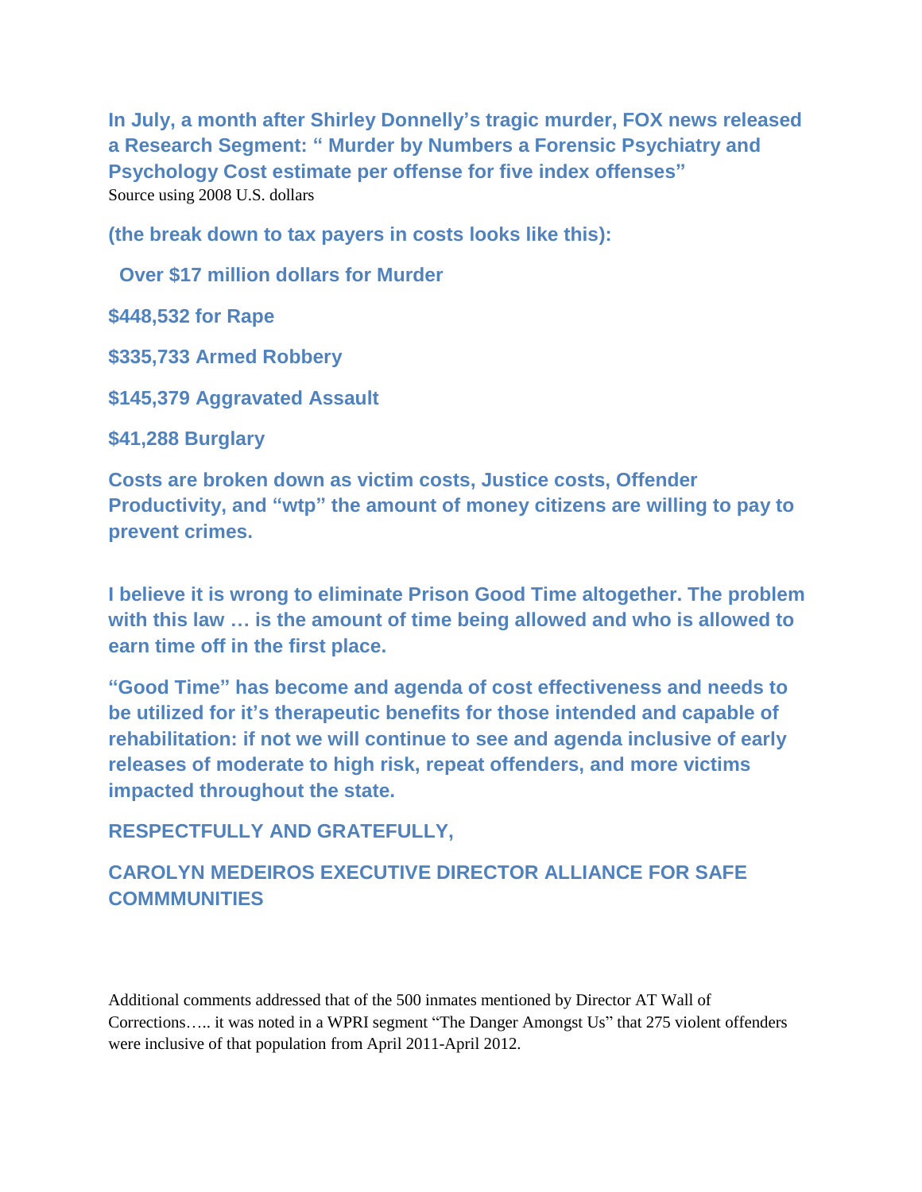**In July, a month after Shirley Donnelly's tragic murder, FOX news released a Research Segment: " Murder by Numbers a Forensic Psychiatry and Psychology Cost estimate per offense for five index offenses"**
Source using 2008 U.S. dollars

**(the break down to tax payers in costs looks like this):**

**Over $17 million dollars for Murder**

**$448,532 for Rape**

**$335,733 Armed Robbery**

**$145,379 Aggravated Assault**

**$41,288 Burglary**

**Costs are broken down as victim costs, Justice costs, Offender Productivity, and "wtp" the amount of money citizens are willing to pay to prevent crimes.**

**I believe it is wrong to eliminate Prison Good Time altogether. The problem with this law … is the amount of time being allowed and who is allowed to earn time off in the first place.**

**"Good Time" has become and agenda of cost effectiveness and needs to be utilized for it's therapeutic benefits for those intended and capable of rehabilitation: if not we will continue to see and agenda inclusive of early releases of moderate to high risk, repeat offenders, and more victims impacted throughout the state.**

**RESPECTFULLY AND GRATEFULLY,**

**CAROLYN MEDEIROS EXECUTIVE DIRECTOR ALLIANCE FOR SAFE COMMMUNITIES**

Additional comments addressed that of the 500 inmates mentioned by Director AT Wall of Corrections….. it was noted in a WPRI segment "The Danger Amongst Us" that 275 violent offenders were inclusive of that population from April 2011-April 2012.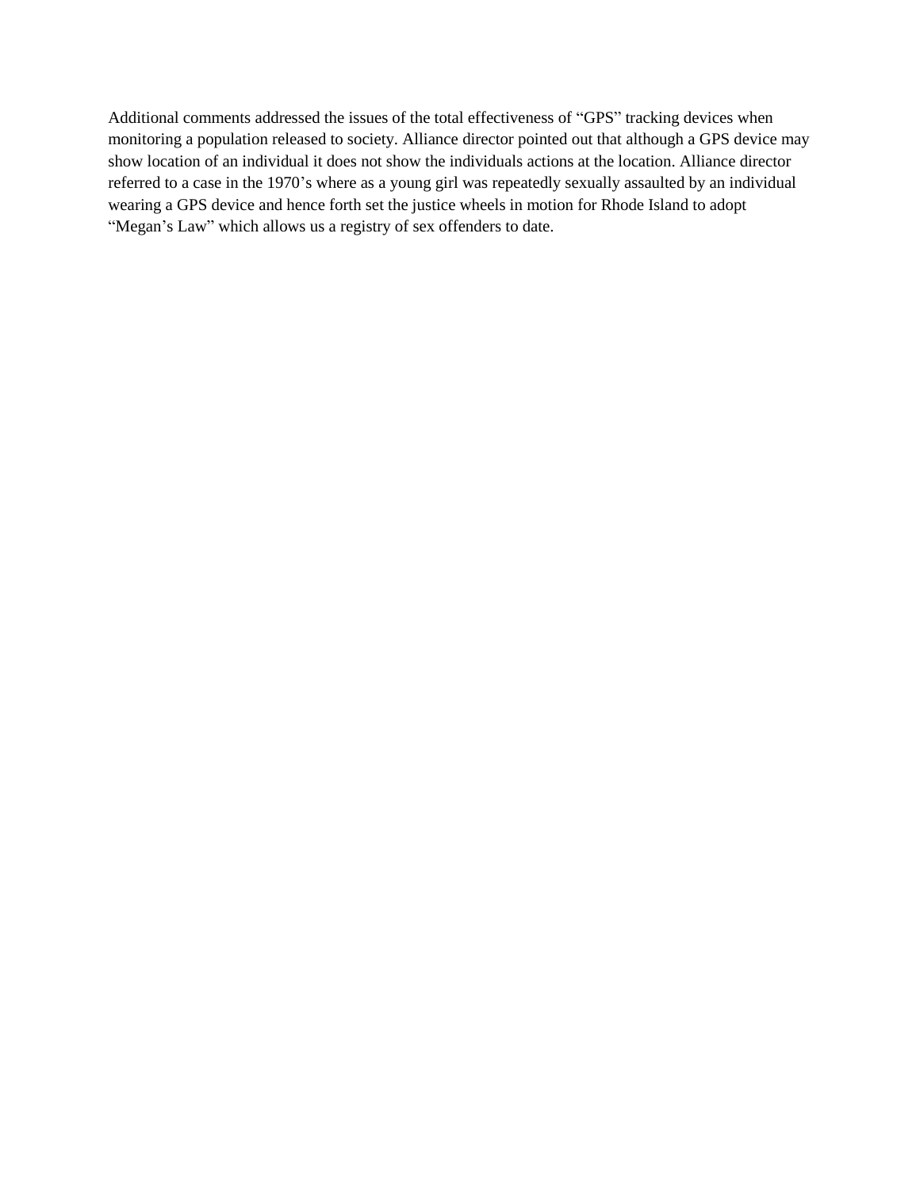Additional comments addressed the issues of the total effectiveness of "GPS" tracking devices when monitoring a population released to society. Alliance director pointed out that although a GPS device may show location of an individual it does not show the individuals actions at the location. Alliance director referred to a case in the 1970's where as a young girl was repeatedly sexually assaulted by an individual wearing a GPS device and hence forth set the justice wheels in motion for Rhode Island to adopt "Megan's Law" which allows us a registry of sex offenders to date.